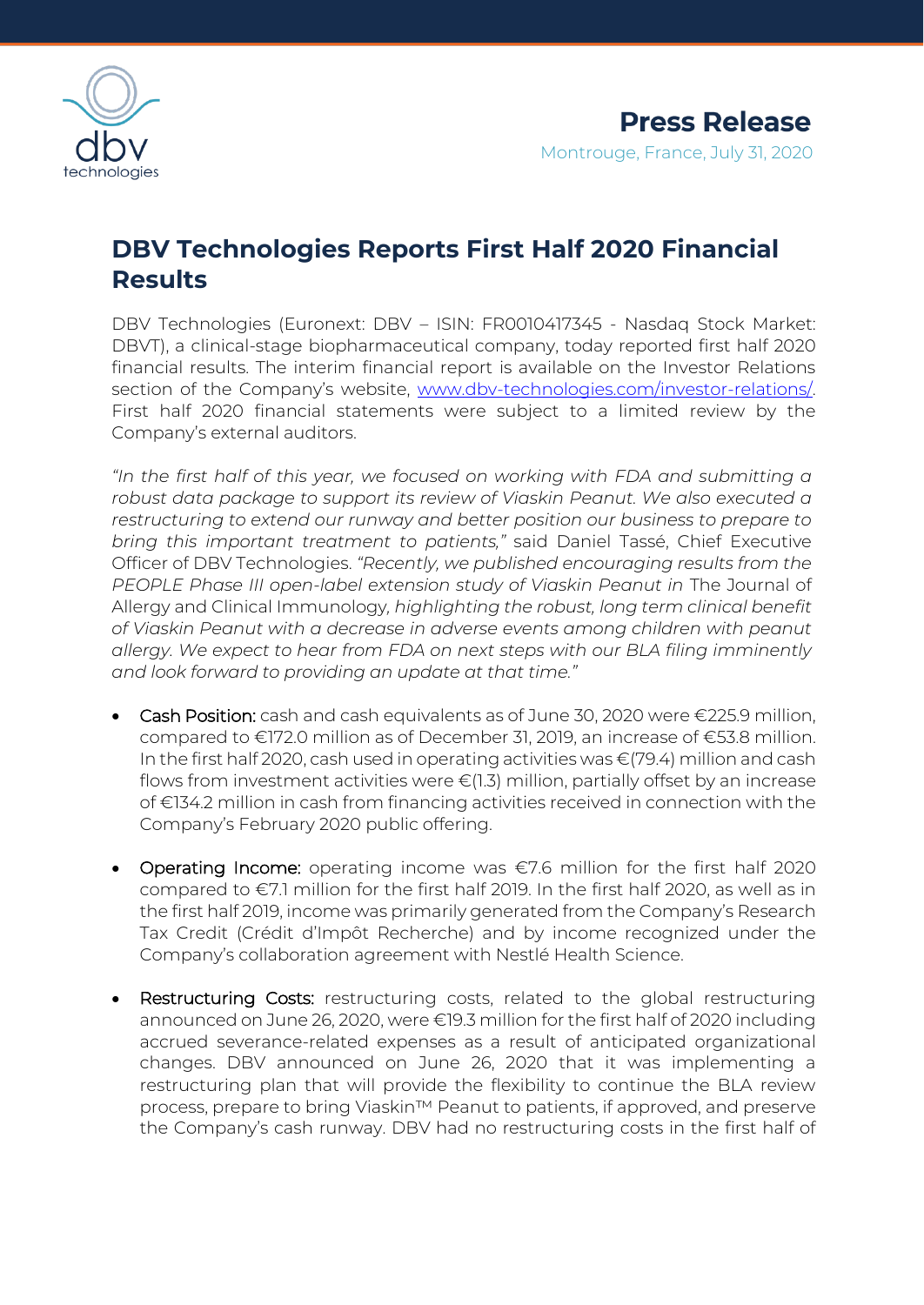# Press Release

Montrouge, France, July 31, 2020

## DBV Technologies Reports First Half 2020 Financial Results

DBV Technologies (Euronext: DBV – ISIN: FR0010417345 - Nasdaq Stock Market: DBVT), a clinical-stage biopharmaceutical company, today reported first half 2020 financial results. The interim financial report is available on the Investor Relations section of the Company's website, [www.dbv-technologies.com/investor-relations/](www.dbv-technologies.com/investor-relations/). First half 2020 financial statements were subject to a limited review by the Company's external auditors.

*"In the first half of this year, we focused on working with FDA and submitting a robust data package to support its review of Viaskin Peanut. We also executed a restructuring to extend our runway and better position our business to prepare to bring this important treatment to patients,"* said Daniel Tassé, Chief Executive Officer of DBV Technologies. *"Recently, we published encouraging results from the PEOPLE Phase III open-label extension study of Viaskin Peanut in* The Journal of Allergy and Clinical Immunology*, highlighting the robust, long term clinical benefit of Viaskin Peanut with a decrease in adverse events among children with peanut allergy. We expect to hear from FDA on next steps with our BLA filing imminently and look forward to providing an update at that time."*

- Cash Position: cash and cash equivalents as of June 30, 2020 were €225.9 million, compared to €172.0 million as of December 31, 2019, an increase of €53.8 million. In the first half 2020, cash used in operating activities was €(79.4) million and cash flows from investment activities were €(1.3) million, partially offset by an increase of €134.2 million in cash from financing activities received in connection with the Company's February 2020 public offering.

- Operating Income: operating income was €7.6 million for the first half 2020 compared to €7.1 million for the first half 2019. In the first half 2020, as well as in the first half 2019, income was primarily generated from the Company's Research Tax Credit (Crédit d'Impôt Recherche) and by income recognized under the Company's collaboration agreement with Nestlé Health Science.

- Restructuring Costs: restructuring costs, related to the global restructuring announced on June 26, 2020, were €19.3 million for the first half of 2020 including accrued severance-related expenses as a result of anticipated organizational changes. DBV announced on June 26, 2020 that it was implementing a restructuring plan that will provide the flexibility to continue the BLA review process, prepare to bring Viaskin™ Peanut to patients, if approved, and preserve the Company's cash runway. DBV had no restructuring costs in the first half of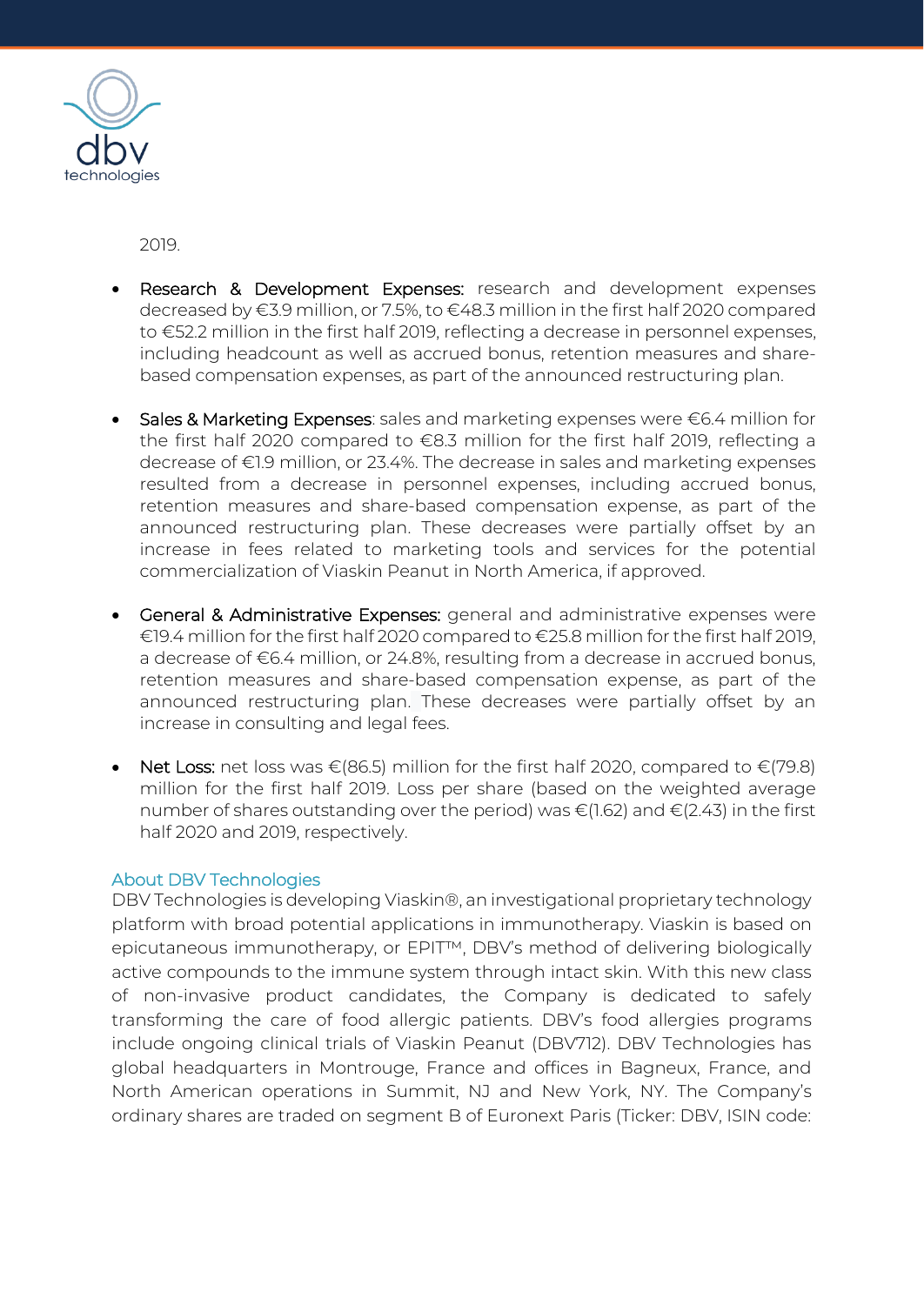2019.

- **Research & Development Expenses:** research and development expenses decreased by €3.9 million, or 7.5%, to €48.3 million in the first half 2020 compared to €52.2 million in the first half 2019, reflecting a decrease in personnel expenses, including headcount as well as accrued bonus, retention measures and share-based compensation expenses, as part of the announced restructuring plan.

- **Sales & Marketing Expenses**: sales and marketing expenses were €6.4 million for the first half 2020 compared to €8.3 million for the first half 2019, reflecting a decrease of €1.9 million, or 23.4%. The decrease in sales and marketing expenses resulted from a decrease in personnel expenses, including accrued bonus, retention measures and share-based compensation expense, as part of the announced restructuring plan. These decreases were partially offset by an increase in fees related to marketing tools and services for the potential commercialization of Viaskin Peanut in North America, if approved.

- **General & Administrative Expenses:** general and administrative expenses were €19.4 million for the first half 2020 compared to €25.8 million for the first half 2019, a decrease of €6.4 million, or 24.8%, resulting from a decrease in accrued bonus, retention measures and share-based compensation expense, as part of the announced restructuring plan. These decreases were partially offset by an increase in consulting and legal fees.

- **Net Loss:** net loss was €(86.5) million for the first half 2020, compared to €(79.8) million for the first half 2019. Loss per share (based on the weighted average number of shares outstanding over the period) was €(1.62) and €(2.43) in the first half 2020 and 2019, respectively.

## About DBV Technologies

DBV Technologies is developing Viaskin®, an investigational proprietary technology platform with broad potential applications in immunotherapy. Viaskin is based on epicutaneous immunotherapy, or EPIT™, DBV's method of delivering biologically active compounds to the immune system through intact skin. With this new class of non-invasive product candidates, the Company is dedicated to safely transforming the care of food allergic patients. DBV's food allergies programs include ongoing clinical trials of Viaskin Peanut (DBV712). DBV Technologies has global headquarters in Montrouge, France and offices in Bagneux, France, and North American operations in Summit, NJ and New York, NY. The Company's ordinary shares are traded on segment B of Euronext Paris (Ticker: DBV, ISIN code: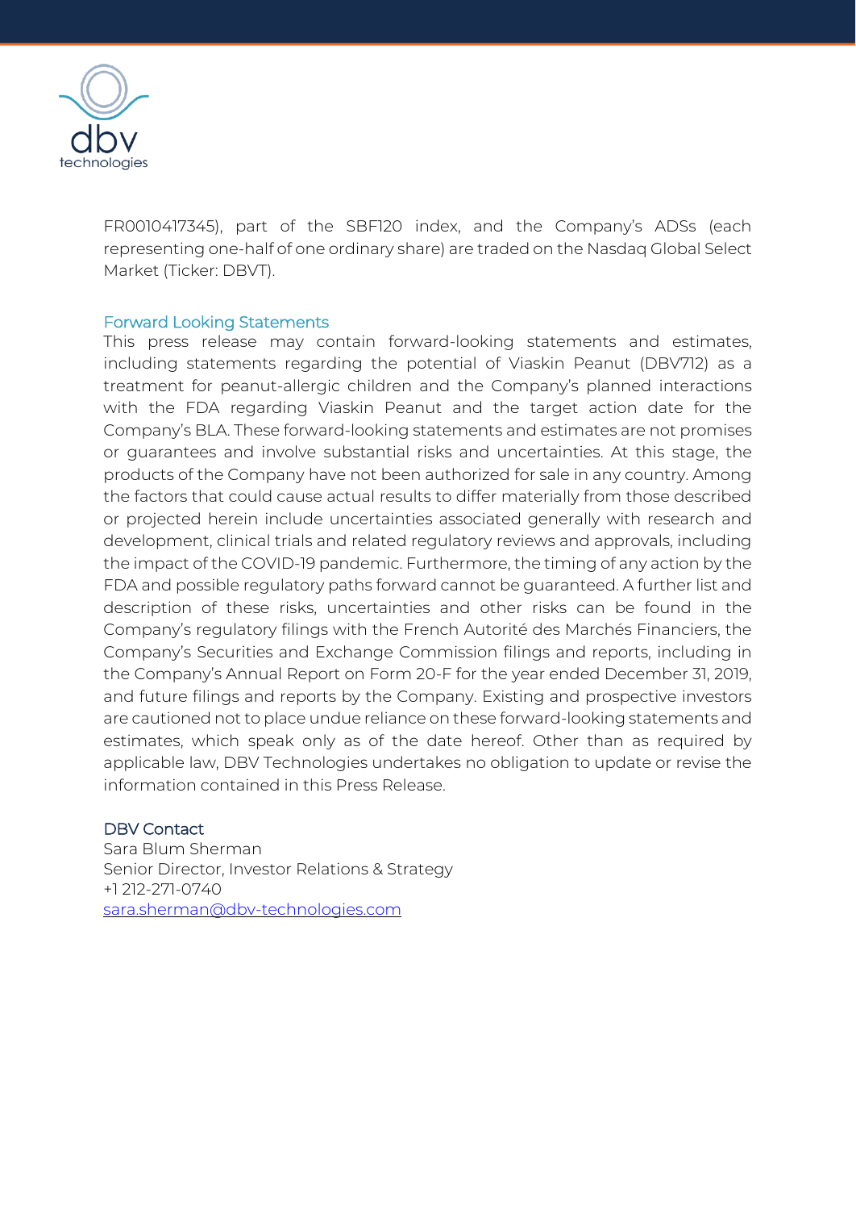FR0010417345), part of the SBF120 index, and the Company's ADSs (each representing one-half of one ordinary share) are traded on the Nasdaq Global Select Market (Ticker: DBVT).

## Forward Looking Statements

This press release may contain forward-looking statements and estimates, including statements regarding the potential of Viaskin Peanut (DBV712) as a treatment for peanut-allergic children and the Company's planned interactions with the FDA regarding Viaskin Peanut and the target action date for the Company's BLA. These forward-looking statements and estimates are not promises or guarantees and involve substantial risks and uncertainties. At this stage, the products of the Company have not been authorized for sale in any country. Among the factors that could cause actual results to differ materially from those described or projected herein include uncertainties associated generally with research and development, clinical trials and related regulatory reviews and approvals, including the impact of the COVID-19 pandemic. Furthermore, the timing of any action by the FDA and possible regulatory paths forward cannot be guaranteed. A further list and description of these risks, uncertainties and other risks can be found in the Company's regulatory filings with the French Autorité des Marchés Financiers, the Company's Securities and Exchange Commission filings and reports, including in the Company's Annual Report on Form 20-F for the year ended December 31, 2019, and future filings and reports by the Company. Existing and prospective investors are cautioned not to place undue reliance on these forward-looking statements and estimates, which speak only as of the date hereof. Other than as required by applicable law, DBV Technologies undertakes no obligation to update or revise the information contained in this Press Release.

## DBV Contact

Sara Blum Sherman
Senior Director, Investor Relations & Strategy
+1 212-271-0740
sara.sherman@dbv-technologies.com